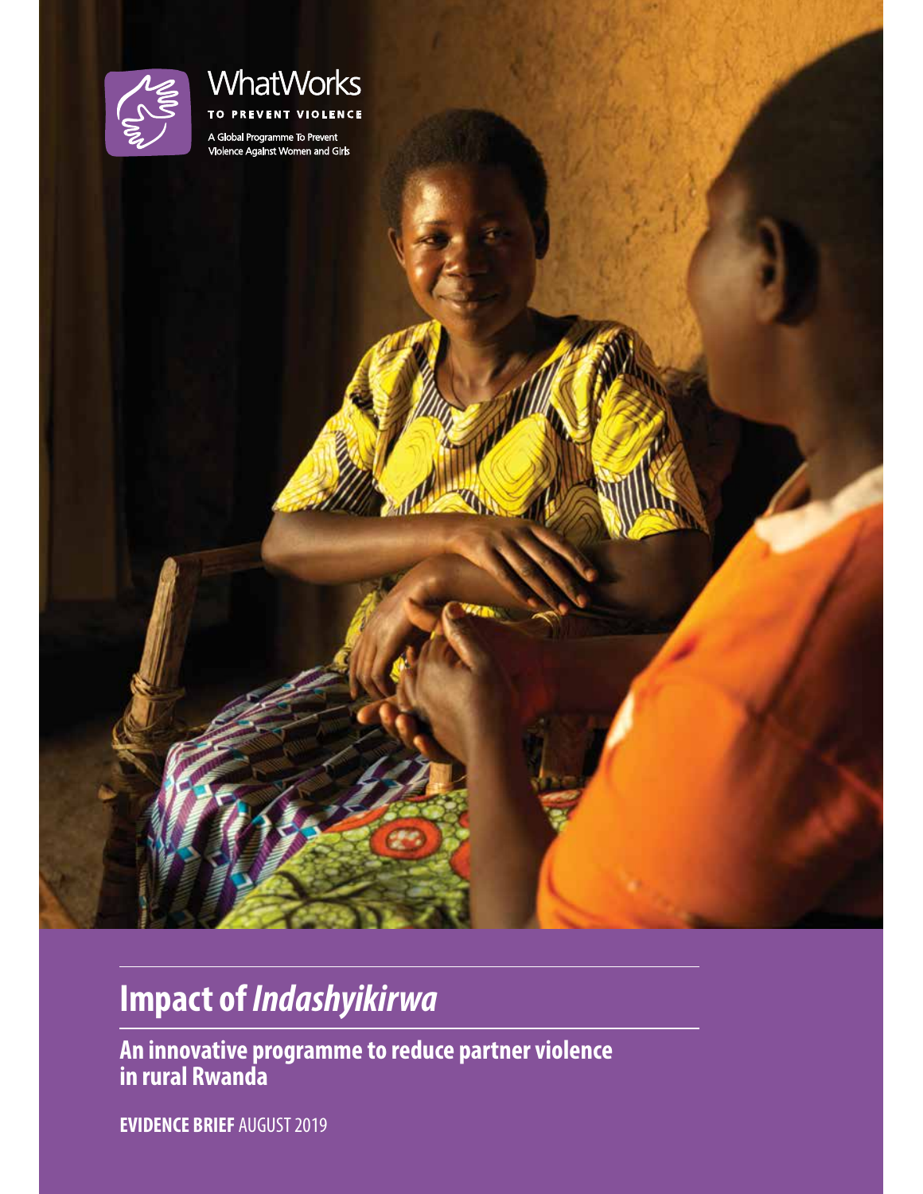WhatWorks

TO PREVENT VIOLENCE

A Global Programme To Prevent Violence Against Women and Girls

# Impact of *Indashyikirwa*

## An innovative programme to reduce partner violence in rural Rwanda

**EVIDENCE BRIEF** AUGUST 2019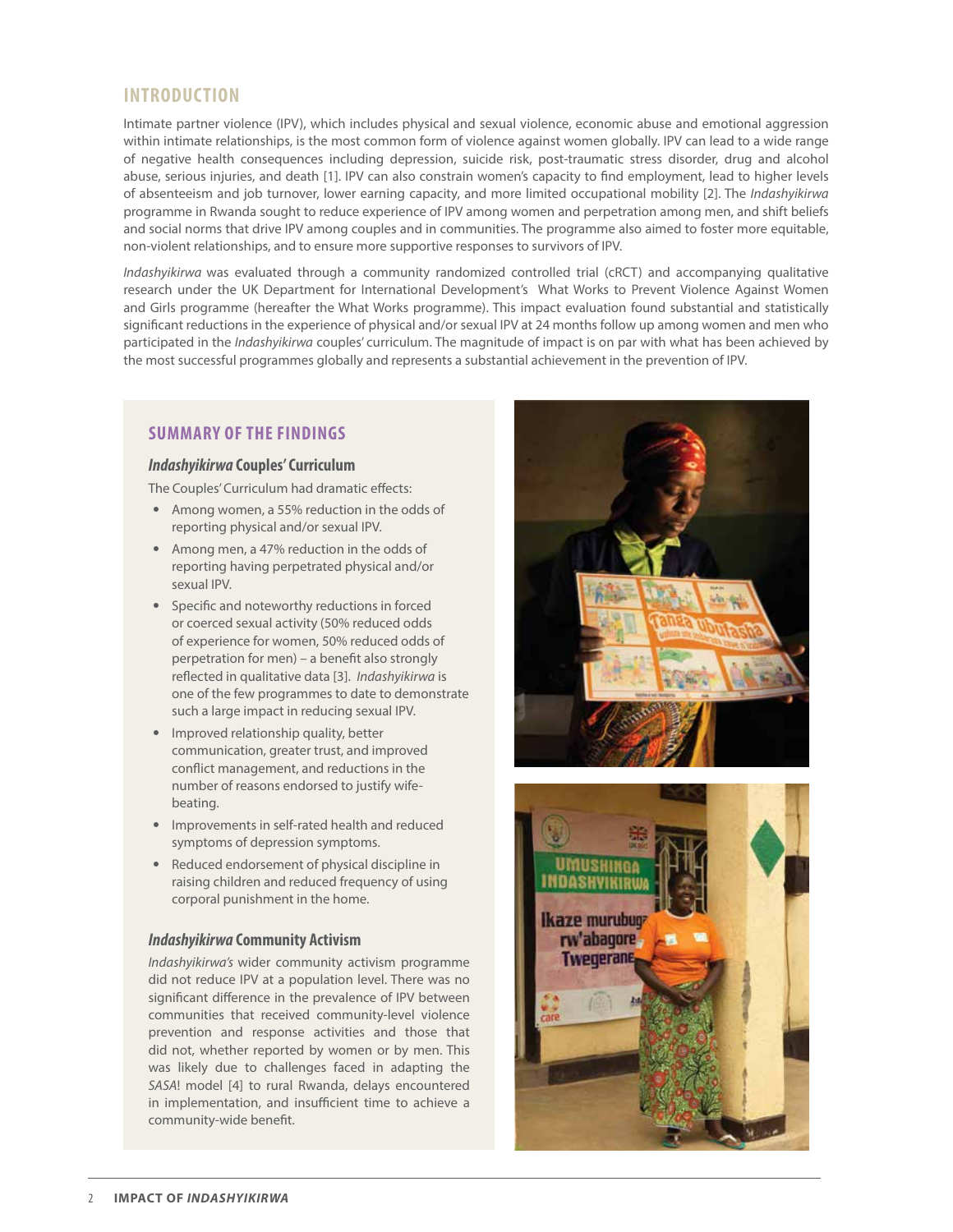## INTRODUCTION

Intimate partner violence (IPV), which includes physical and sexual violence, economic abuse and emotional aggression within intimate relationships, is the most common form of violence against women globally. IPV can lead to a wide range of negative health consequences including depression, suicide risk, post-traumatic stress disorder, drug and alcohol abuse, serious injuries, and death [1]. IPV can also constrain women's capacity to find employment, lead to higher levels of absenteeism and job turnover, lower earning capacity, and more limited occupational mobility [2]. The *Indashyikirwa* programme in Rwanda sought to reduce experience of IPV among women and perpetration among men, and shift beliefs and social norms that drive IPV among couples and in communities. The programme also aimed to foster more equitable, non-violent relationships, and to ensure more supportive responses to survivors of IPV.

*Indashyikirwa* was evaluated through a community randomized controlled trial (cRCT) and accompanying qualitative research under the UK Department for International Development's What Works to Prevent Violence Against Women and Girls programme (hereafter the What Works programme). This impact evaluation found substantial and statistically significant reductions in the experience of physical and/or sexual IPV at 24 months follow up among women and men who participated in the *Indashyikirwa* couples' curriculum. The magnitude of impact is on par with what has been achieved by the most successful programmes globally and represents a substantial achievement in the prevention of IPV.

## SUMMARY OF THE FINDINGS

### *Indashyikirwa* Couples' Curriculum

The Couples' Curriculum had dramatic effects:

- Among women, a 55% reduction in the odds of reporting physical and/or sexual IPV.
- Among men, a 47% reduction in the odds of reporting having perpetrated physical and/or sexual IPV.
- Specific and noteworthy reductions in forced or coerced sexual activity (50% reduced odds of experience for women, 50% reduced odds of perpetration for men) – a benefit also strongly reflected in qualitative data [3]. *Indashyikirwa* is one of the few programmes to date to demonstrate such a large impact in reducing sexual IPV.
- Improved relationship quality, better communication, greater trust, and improved conflict management, and reductions in the number of reasons endorsed to justify wife-beating.
- Improvements in self-rated health and reduced symptoms of depression symptoms.
- Reduced endorsement of physical discipline in raising children and reduced frequency of using corporal punishment in the home.

### *Indashyikirwa* Community Activism

*Indashyikirwa's* wider community activism programme did not reduce IPV at a population level. There was no significant difference in the prevalence of IPV between communities that received community-level violence prevention and response activities and those that did not, whether reported by women or by men. This was likely due to challenges faced in adapting the *SASA*! model [4] to rural Rwanda, delays encountered in implementation, and insufficient time to achieve a community-wide benefit.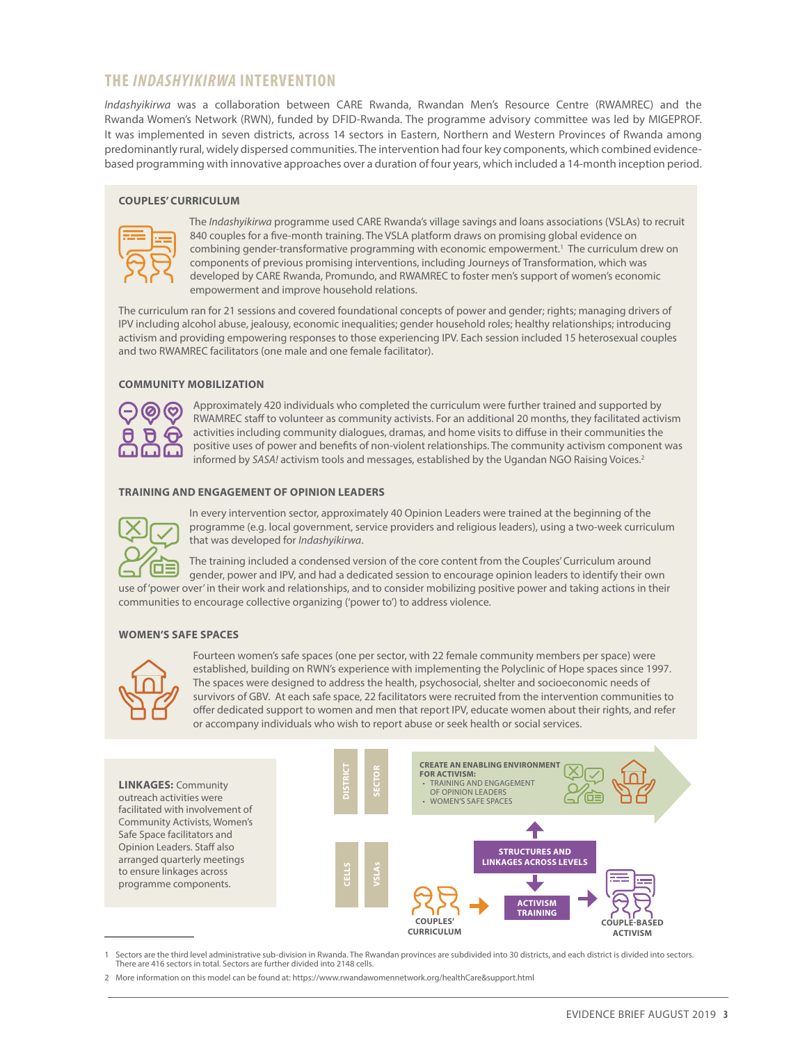## THE *INDASHYIKIRWA* INTERVENTION

*Indashyikirwa* was a collaboration between CARE Rwanda, Rwandan Men's Resource Centre (RWAMREC) and the Rwanda Women's Network (RWN), funded by DFID-Rwanda. The programme advisory committee was led by MIGEPROF. It was implemented in seven districts, across 14 sectors in Eastern, Northern and Western Provinces of Rwanda among predominantly rural, widely dispersed communities. The intervention had four key components, which combined evidence-based programming with innovative approaches over a duration of four years, which included a 14-month inception period.

### COUPLES' CURRICULUM

The *Indashyikirwa* programme used CARE Rwanda's village savings and loans associations (VSLAs) to recruit 840 couples for a five-month training. The VSLA platform draws on promising global evidence on combining gender-transformative programming with economic empowerment.[1] The curriculum drew on components of previous promising interventions, including Journeys of Transformation, which was developed by CARE Rwanda, Promundo, and RWAMREC to foster men's support of women's economic empowerment and improve household relations.

The curriculum ran for 21 sessions and covered foundational concepts of power and gender; rights; managing drivers of IPV including alcohol abuse, jealousy, economic inequalities; gender household roles; healthy relationships; introducing activism and providing empowering responses to those experiencing IPV. Each session included 15 heterosexual couples and two RWAMREC facilitators (one male and one female facilitator).

### COMMUNITY MOBILIZATION

Approximately 420 individuals who completed the curriculum were further trained and supported by RWAMREC staff to volunteer as community activists. For an additional 20 months, they facilitated activism activities including community dialogues, dramas, and home visits to diffuse in their communities the positive uses of power and benefits of non-violent relationships. The community activism component was informed by *SASA!* activism tools and messages, established by the Ugandan NGO Raising Voices.[2]

### TRAINING AND ENGAGEMENT OF OPINION LEADERS

In every intervention sector, approximately 40 Opinion Leaders were trained at the beginning of the programme (e.g. local government, service providers and religious leaders), using a two-week curriculum that was developed for *Indashyikirwa*.

The training included a condensed version of the core content from the Couples' Curriculum around gender, power and IPV, and had a dedicated session to encourage opinion leaders to identify their own use of 'power over' in their work and relationships, and to consider mobilizing positive power and taking actions in their communities to encourage collective organizing ('power to') to address violence.

### WOMEN'S SAFE SPACES

Fourteen women's safe spaces (one per sector, with 22 female community members per space) were established, building on RWN's experience with implementing the Polyclinic of Hope spaces since 1997. The spaces were designed to address the health, psychosocial, shelter and socioeconomic needs of survivors of GBV. At each safe space, 22 facilitators were recruited from the intervention communities to offer dedicated support to women and men that report IPV, educate women about their rights, and refer or accompany individuals who wish to report abuse or seek health or social services.

**LINKAGES:** Community outreach activities were facilitated with involvement of Community Activists, Women's Safe Space facilitators and Opinion Leaders. Staff also arranged quarterly meetings to ensure linkages across programme components.

DISTRICT | SECTOR | CELLS | VSLAs

**CREATE AN ENABLING ENVIRONMENT FOR ACTIVISM:**
- TRAINING AND ENGAGEMENT OF OPINION LEADERS
- WOMEN'S SAFE SPACES

**STRUCTURES AND LINKAGES ACROSS LEVELS**

**COUPLES' CURRICULUM** → **ACTIVISM TRAINING** → **COUPLE-BASED ACTIVISM**

---

1 Sectors are the third level administrative sub-division in Rwanda. The Rwandan provinces are subdivided into 30 districts, and each district is divided into sectors. There are 416 sectors in total. Sectors are further divided into 2148 cells.

2 More information on this model can be found at: https://www.rwandawomennetwork.org/healthCare&support.html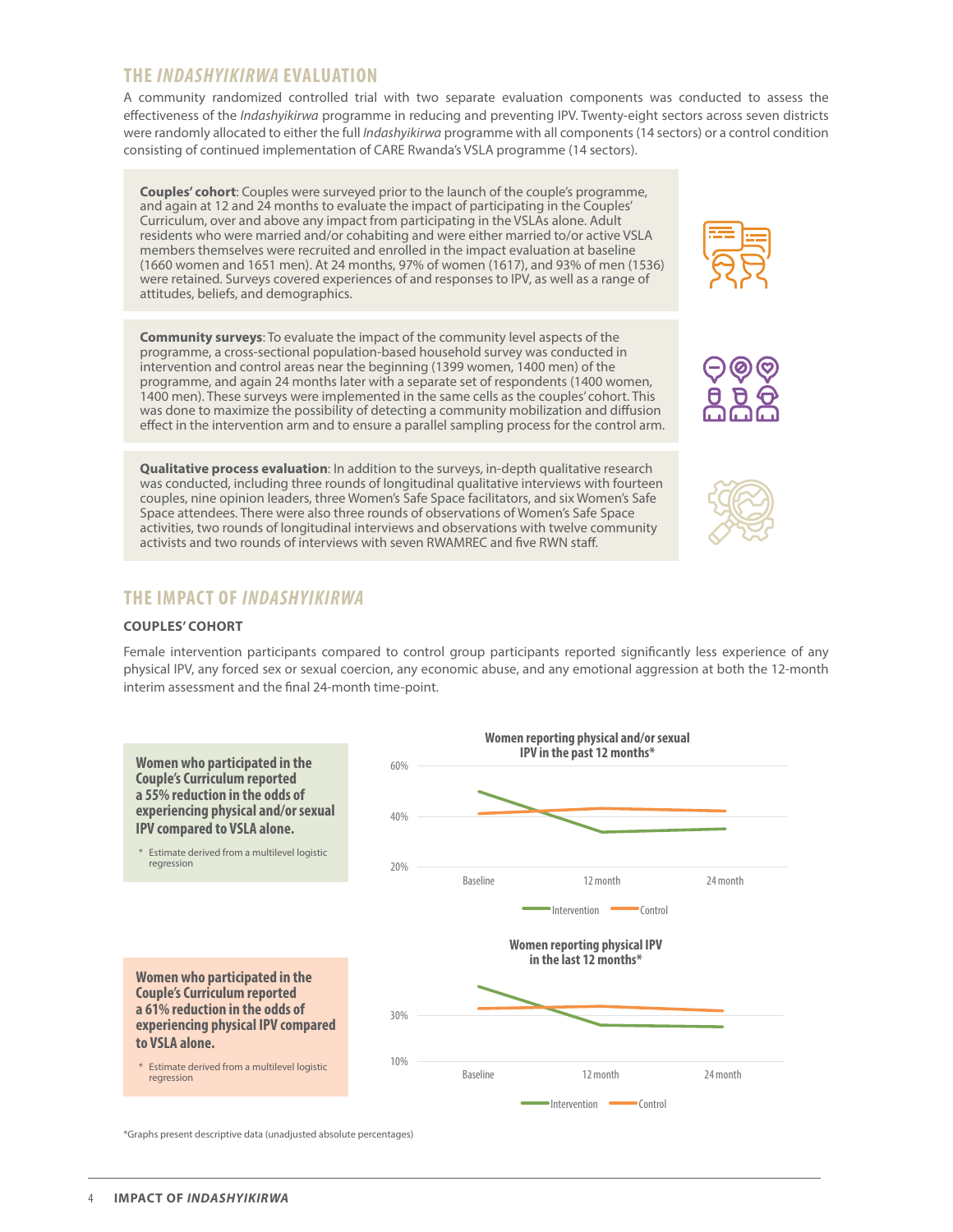## THE *INDASHYIKIRWA* EVALUATION

A community randomized controlled trial with two separate evaluation components was conducted to assess the effectiveness of the *Indashyikirwa* programme in reducing and preventing IPV. Twenty-eight sectors across seven districts were randomly allocated to either the full *Indashyikirwa* programme with all components (14 sectors) or a control condition consisting of continued implementation of CARE Rwanda's VSLA programme (14 sectors).

**Couples' cohort**: Couples were surveyed prior to the launch of the couple's programme, and again at 12 and 24 months to evaluate the impact of participating in the Couples' Curriculum, over and above any impact from participating in the VSLAs alone. Adult residents who were married and/or cohabiting and were either married to/or active VSLA members themselves were recruited and enrolled in the impact evaluation at baseline (1660 women and 1651 men). At 24 months, 97% of women (1617), and 93% of men (1536) were retained. Surveys covered experiences of and responses to IPV, as well as a range of attitudes, beliefs, and demographics.

**Community surveys**: To evaluate the impact of the community level aspects of the programme, a cross-sectional population-based household survey was conducted in intervention and control areas near the beginning (1399 women, 1400 men) of the programme, and again 24 months later with a separate set of respondents (1400 women, 1400 men). These surveys were implemented in the same cells as the couples' cohort. This was done to maximize the possibility of detecting a community mobilization and diffusion effect in the intervention arm and to ensure a parallel sampling process for the control arm.

**Qualitative process evaluation**: In addition to the surveys, in-depth qualitative research was conducted, including three rounds of longitudinal qualitative interviews with fourteen couples, nine opinion leaders, three Women's Safe Space facilitators, and six Women's Safe Space attendees. There were also three rounds of observations of Women's Safe Space activities, two rounds of longitudinal interviews and observations with twelve community activists and two rounds of interviews with seven RWAMREC and five RWN staff.

## THE IMPACT OF *INDASHYIKIRWA*

### COUPLES' COHORT

Female intervention participants compared to control group participants reported significantly less experience of any physical IPV, any forced sex or sexual coercion, any economic abuse, and any emotional aggression at both the 12-month interim assessment and the final 24-month time-point.

**Women who participated in the Couple's Curriculum reported a 55% reduction in the odds of experiencing physical and/or sexual IPV compared to VSLA alone.**

\* Estimate derived from a multilevel logistic regression

**Women reporting physical and/or sexual IPV in the past 12 months\***

60%, 40%, 20%

Baseline, 12 month, 24 month

Intervention, Control

**Women who participated in the Couple's Curriculum reported a 61% reduction in the odds of experiencing physical IPV compared to VSLA alone.**

\* Estimate derived from a multilevel logistic regression

**Women reporting physical IPV in the last 12 months\***

30%, 10%

Baseline, 12 month, 24 month

Intervention, Control

\*Graphs present descriptive data (unadjusted absolute percentages)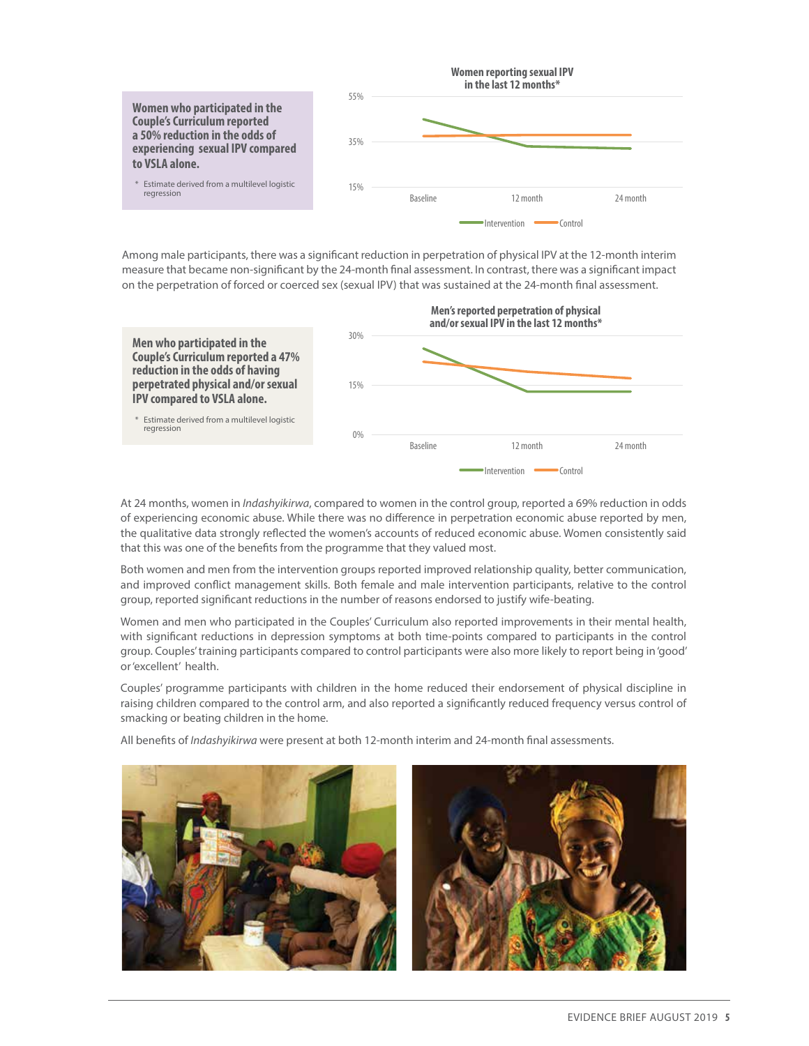**Women who participated in the Couple's Curriculum reported a 50% reduction in the odds of experiencing sexual IPV compared to VSLA alone.**

\* Estimate derived from a multilevel logistic regression

**Women reporting sexual IPV in the last 12 months***

55%

35%

15%

Baseline | 12 month | 24 month

Intervention | Control

Among male participants, there was a significant reduction in perpetration of physical IPV at the 12-month interim measure that became non-significant by the 24-month final assessment. In contrast, there was a significant impact on the perpetration of forced or coerced sex (sexual IPV) that was sustained at the 24-month final assessment.

**Men who participated in the Couple's Curriculum reported a 47% reduction in the odds of having perpetrated physical and/or sexual IPV compared to VSLA alone.**

\* Estimate derived from a multilevel logistic regression

**Men's reported perpetration of physical and/or sexual IPV in the last 12 months***

30%

15%

0%

Baseline | 12 month | 24 month

Intervention | Control

At 24 months, women in *Indashyikirwa*, compared to women in the control group, reported a 69% reduction in odds of experiencing economic abuse. While there was no difference in perpetration economic abuse reported by men, the qualitative data strongly reflected the women's accounts of reduced economic abuse. Women consistently said that this was one of the benefits from the programme that they valued most.

Both women and men from the intervention groups reported improved relationship quality, better communication, and improved conflict management skills. Both female and male intervention participants, relative to the control group, reported significant reductions in the number of reasons endorsed to justify wife-beating.

Women and men who participated in the Couples' Curriculum also reported improvements in their mental health, with significant reductions in depression symptoms at both time-points compared to participants in the control group. Couples' training participants compared to control participants were also more likely to report being in 'good' or 'excellent' health.

Couples' programme participants with children in the home reduced their endorsement of physical discipline in raising children compared to the control arm, and also reported a significantly reduced frequency versus control of smacking or beating children in the home.

All benefits of *Indashyikirwa* were present at both 12-month interim and 24-month final assessments.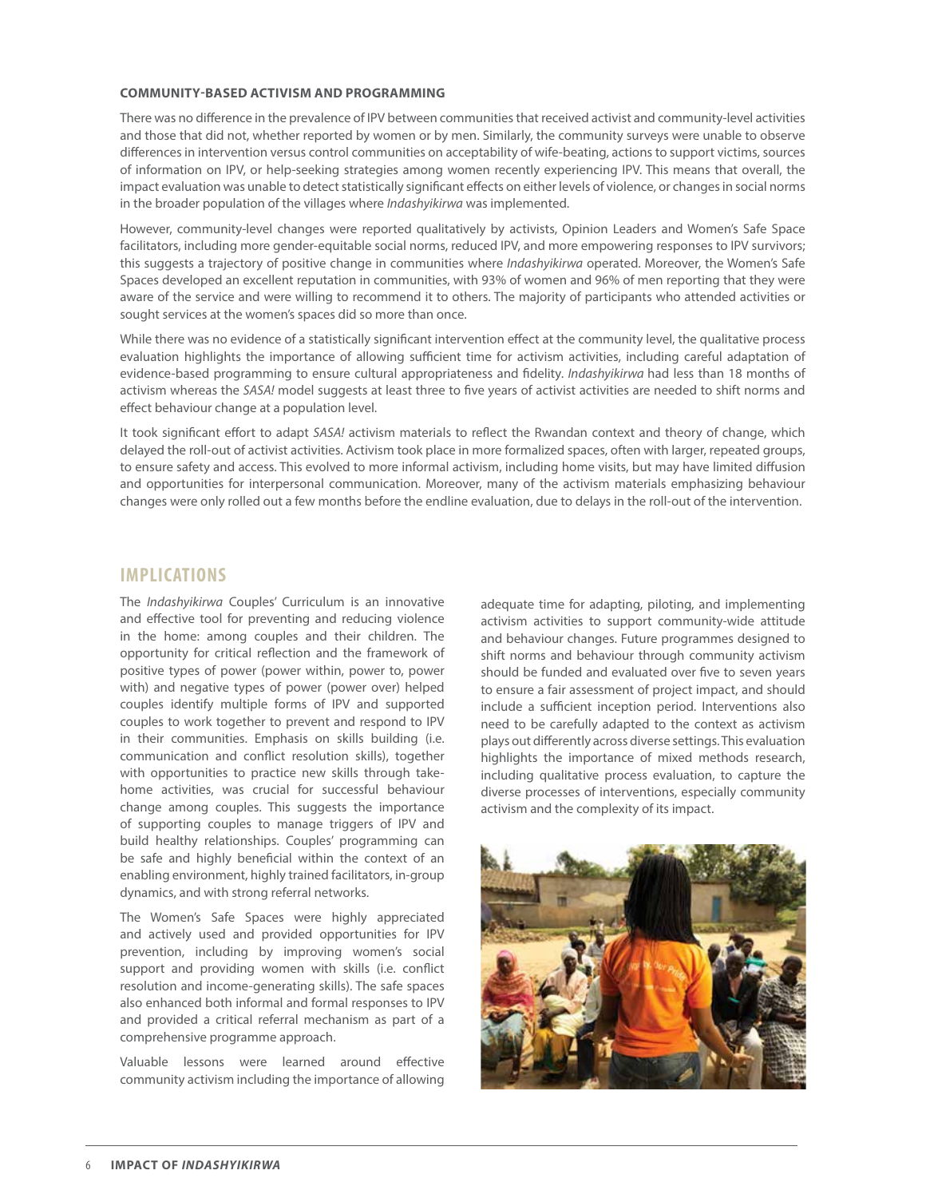### COMMUNITY-BASED ACTIVISM AND PROGRAMMING

There was no difference in the prevalence of IPV between communities that received activist and community-level activities and those that did not, whether reported by women or by men. Similarly, the community surveys were unable to observe differences in intervention versus control communities on acceptability of wife-beating, actions to support victims, sources of information on IPV, or help-seeking strategies among women recently experiencing IPV. This means that overall, the impact evaluation was unable to detect statistically significant effects on either levels of violence, or changes in social norms in the broader population of the villages where *Indashyikirwa* was implemented.

However, community-level changes were reported qualitatively by activists, Opinion Leaders and Women's Safe Space facilitators, including more gender-equitable social norms, reduced IPV, and more empowering responses to IPV survivors; this suggests a trajectory of positive change in communities where *Indashyikirwa* operated. Moreover, the Women's Safe Spaces developed an excellent reputation in communities, with 93% of women and 96% of men reporting that they were aware of the service and were willing to recommend it to others. The majority of participants who attended activities or sought services at the women's spaces did so more than once.

While there was no evidence of a statistically significant intervention effect at the community level, the qualitative process evaluation highlights the importance of allowing sufficient time for activism activities, including careful adaptation of evidence-based programming to ensure cultural appropriateness and fidelity. *Indashyikirwa* had less than 18 months of activism whereas the *SASA!* model suggests at least three to five years of activist activities are needed to shift norms and effect behaviour change at a population level.

It took significant effort to adapt *SASA!* activism materials to reflect the Rwandan context and theory of change, which delayed the roll-out of activist activities. Activism took place in more formalized spaces, often with larger, repeated groups, to ensure safety and access. This evolved to more informal activism, including home visits, but may have limited diffusion and opportunities for interpersonal communication. Moreover, many of the activism materials emphasizing behaviour changes were only rolled out a few months before the endline evaluation, due to delays in the roll-out of the intervention.

## IMPLICATIONS

The *Indashyikirwa* Couples' Curriculum is an innovative and effective tool for preventing and reducing violence in the home: among couples and their children. The opportunity for critical reflection and the framework of positive types of power (power within, power to, power with) and negative types of power (power over) helped couples identify multiple forms of IPV and supported couples to work together to prevent and respond to IPV in their communities. Emphasis on skills building (i.e. communication and conflict resolution skills), together with opportunities to practice new skills through take-home activities, was crucial for successful behaviour change among couples. This suggests the importance of supporting couples to manage triggers of IPV and build healthy relationships. Couples' programming can be safe and highly beneficial within the context of an enabling environment, highly trained facilitators, in-group dynamics, and with strong referral networks.

The Women's Safe Spaces were highly appreciated and actively used and provided opportunities for IPV prevention, including by improving women's social support and providing women with skills (i.e. conflict resolution and income-generating skills). The safe spaces also enhanced both informal and formal responses to IPV and provided a critical referral mechanism as part of a comprehensive programme approach.

Valuable lessons were learned around effective community activism including the importance of allowing adequate time for adapting, piloting, and implementing activism activities to support community-wide attitude and behaviour changes. Future programmes designed to shift norms and behaviour through community activism should be funded and evaluated over five to seven years to ensure a fair assessment of project impact, and should include a sufficient inception period. Interventions also need to be carefully adapted to the context as activism plays out differently across diverse settings. This evaluation highlights the importance of mixed methods research, including qualitative process evaluation, to capture the diverse processes of interventions, especially community activism and the complexity of its impact.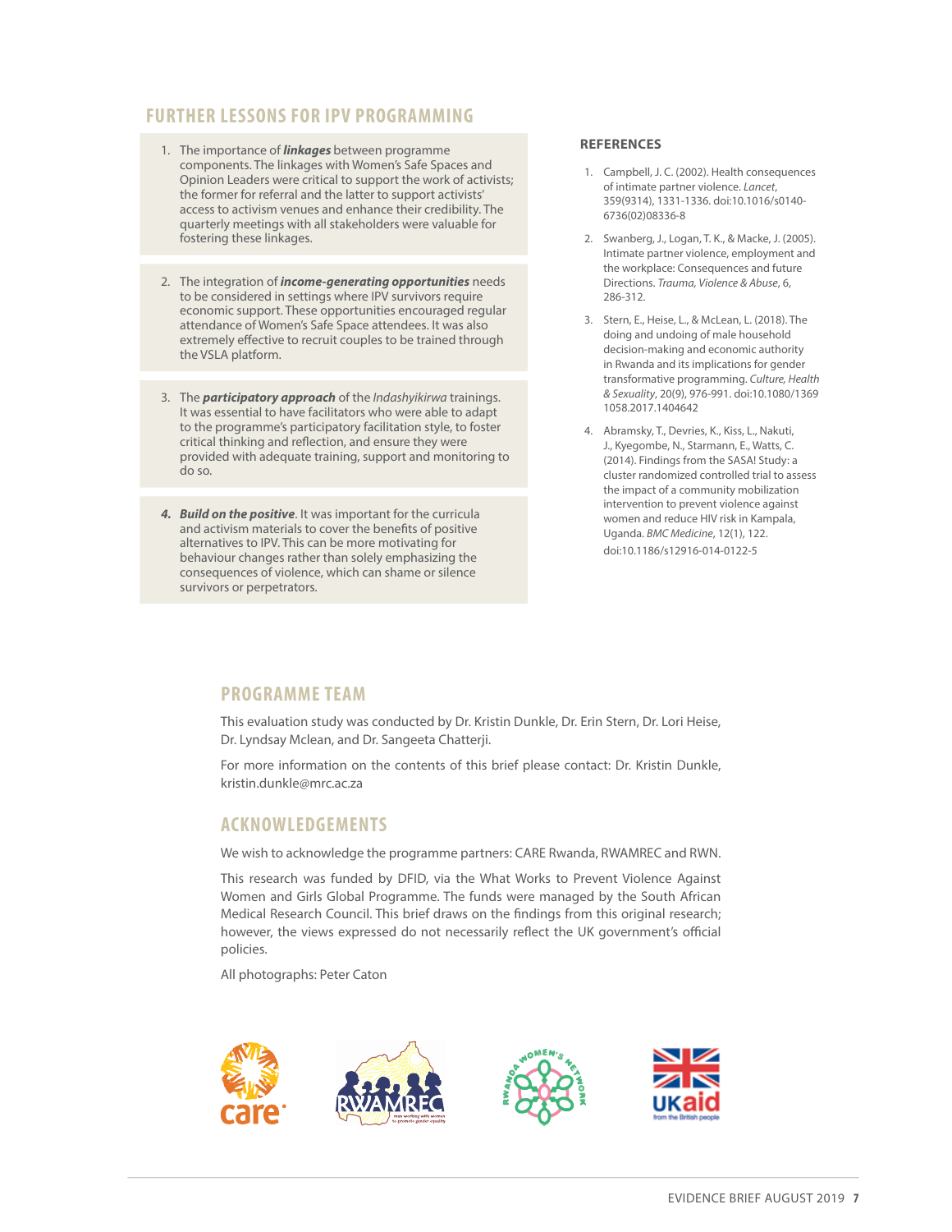## FURTHER LESSONS FOR IPV PROGRAMMING

1. The importance of ***linkages*** between programme components. The linkages with Women's Safe Spaces and Opinion Leaders were critical to support the work of activists; the former for referral and the latter to support activists' access to activism venues and enhance their credibility. The quarterly meetings with all stakeholders were valuable for fostering these linkages.

2. The integration of ***income-generating opportunities*** needs to be considered in settings where IPV survivors require economic support. These opportunities encouraged regular attendance of Women's Safe Space attendees. It was also extremely effective to recruit couples to be trained through the VSLA platform.

3. The ***participatory approach*** of the *Indashyikirwa* trainings. It was essential to have facilitators who were able to adapt to the programme's participatory facilitation style, to foster critical thinking and reflection, and ensure they were provided with adequate training, support and monitoring to do so.

4. ***Build on the positive***. It was important for the curricula and activism materials to cover the benefits of positive alternatives to IPV. This can be more motivating for behaviour changes rather than solely emphasizing the consequences of violence, which can shame or silence survivors or perpetrators.

### REFERENCES

1. Campbell, J. C. (2002). Health consequences of intimate partner violence. *Lancet*, 359(9314), 1331-1336. doi:10.1016/s0140-6736(02)08336-8
2. Swanberg, J., Logan, T. K., & Macke, J. (2005). Intimate partner violence, employment and the workplace: Consequences and future Directions. *Trauma, Violence & Abuse*, 6, 286-312.
3. Stern, E., Heise, L., & McLean, L. (2018). The doing and undoing of male household decision-making and economic authority in Rwanda and its implications for gender transformative programming. *Culture, Health & Sexuality*, 20(9), 976-991. doi:10.1080/13691058.2017.1404642
4. Abramsky, T., Devries, K., Kiss, L., Nakuti, J., Kyegombe, N., Starmann, E., Watts, C. (2014). Findings from the SASA! Study: a cluster randomized controlled trial to assess the impact of a community mobilization intervention to prevent violence against women and reduce HIV risk in Kampala, Uganda. *BMC Medicine*, 12(1), 122. doi:10.1186/s12916-014-0122-5

## PROGRAMME TEAM

This evaluation study was conducted by Dr. Kristin Dunkle, Dr. Erin Stern, Dr. Lori Heise, Dr. Lyndsay Mclean, and Dr. Sangeeta Chatterji.

For more information on the contents of this brief please contact: Dr. Kristin Dunkle, kristin.dunkle@mrc.ac.za

## ACKNOWLEDGEMENTS

We wish to acknowledge the programme partners: CARE Rwanda, RWAMREC and RWN.

This research was funded by DFID, via the What Works to Prevent Violence Against Women and Girls Global Programme. The funds were managed by the South African Medical Research Council. This brief draws on the findings from this original research; however, the views expressed do not necessarily reflect the UK government's official policies.

All photographs: Peter Caton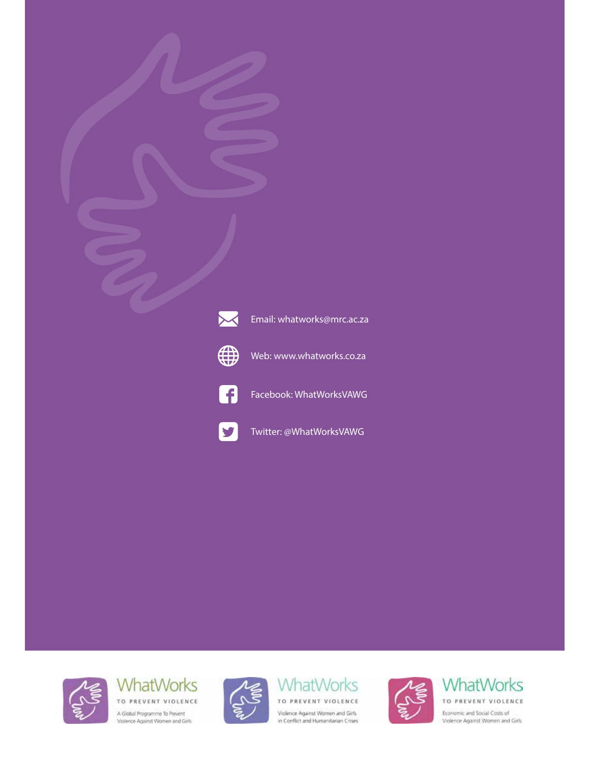Email: whatworks@mrc.ac.za

Web: www.whatworks.co.za

Facebook: WhatWorksVAWG

Twitter: @WhatWorksVAWG

WhatWorks
TO PREVENT VIOLENCE
A Global Programme To Prevent Violence Against Women and Girls

WhatWorks
TO PREVENT VIOLENCE
Violence Against Women and Girls in Conflict and Humanitarian Crises

WhatWorks
TO PREVENT VIOLENCE
Economic and Social Costs of Violence Against Women and Girls